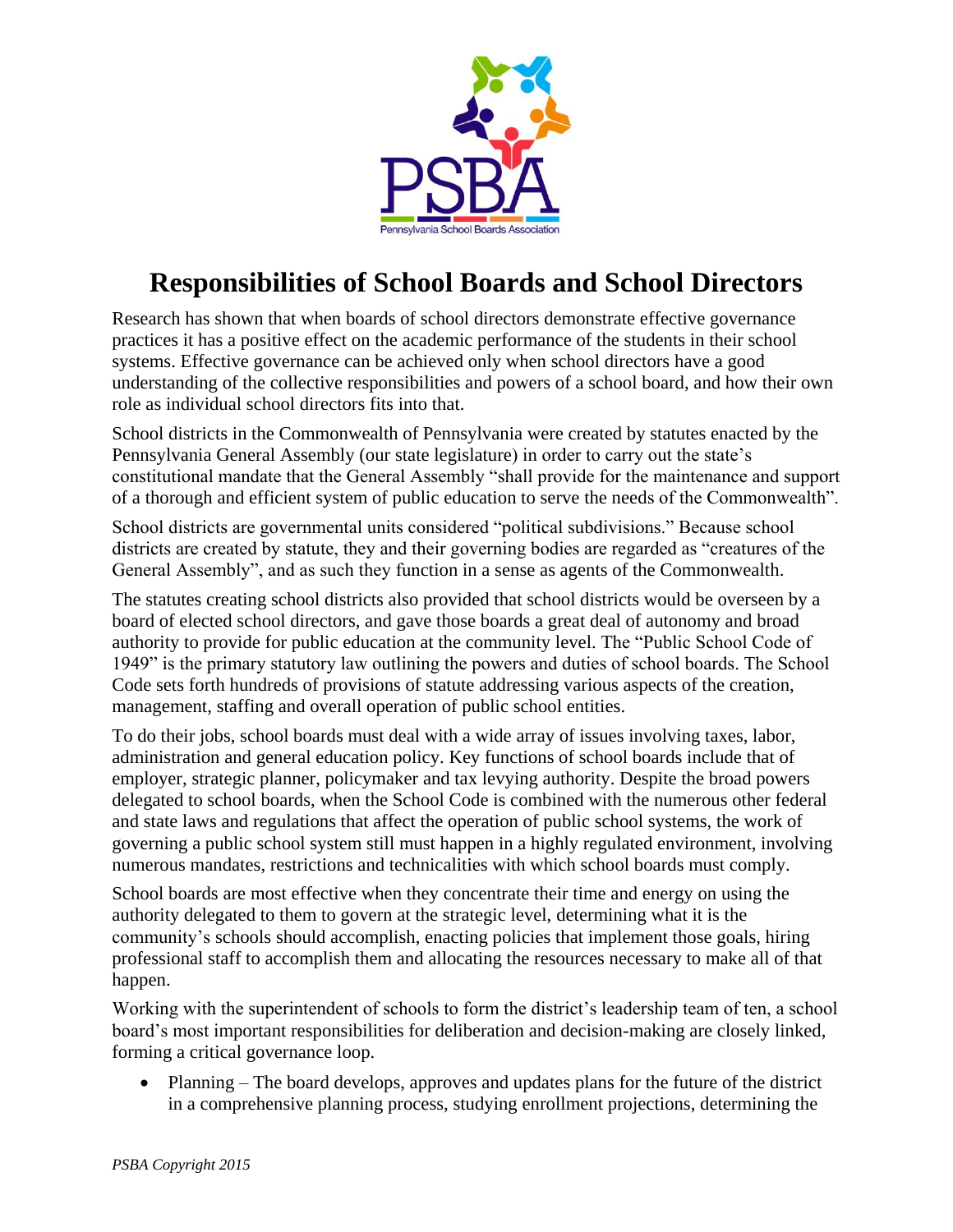# Responsibilities of School Boards and School Directors

Research has shown that when boards of school directors demonstrate effective governance practices it has a positive effect on the academic performance of the students in their school systems. Effective governance can be achieved only when school directors have a good understanding of the collective responsibilities and powers of a school board, and how their own role as individual school directors fits into that.

School districts in the Commonwealth of Pennsylvania were created by statutes enacted by the Pennsylvania General Assembly (our state legislature) in order to carry out the state's constitutional mandate that the General Assembly "shall provide for the maintenance and support of a thorough and efficient system of public education to serve the needs of the Commonwealth".

School districts are governmental units considered "political subdivisions." Because school districts are created by statute, they and their governing bodies are regarded as "creatures of the General Assembly", and as such they function in a sense as agents of the Commonwealth.

The statutes creating school districts also provided that school districts would be overseen by a board of elected school directors, and gave those boards a great deal of autonomy and broad authority to provide for public education at the community level. The "Public School Code of 1949" is the primary statutory law outlining the powers and duties of school boards. The School Code sets forth hundreds of provisions of statute addressing various aspects of the creation, management, staffing and overall operation of public school entities.

To do their jobs, school boards must deal with a wide array of issues involving taxes, labor, administration and general education policy. Key functions of school boards include that of employer, strategic planner, policymaker and tax levying authority. Despite the broad powers delegated to school boards, when the School Code is combined with the numerous other federal and state laws and regulations that affect the operation of public school systems, the work of governing a public school system still must happen in a highly regulated environment, involving numerous mandates, restrictions and technicalities with which school boards must comply.

School boards are most effective when they concentrate their time and energy on using the authority delegated to them to govern at the strategic level, determining what it is the community's schools should accomplish, enacting policies that implement those goals, hiring professional staff to accomplish them and allocating the resources necessary to make all of that happen.

Working with the superintendent of schools to form the district's leadership team of ten, a school board's most important responsibilities for deliberation and decision-making are closely linked, forming a critical governance loop.

- Planning – The board develops, approves and updates plans for the future of the district in a comprehensive planning process, studying enrollment projections, determining the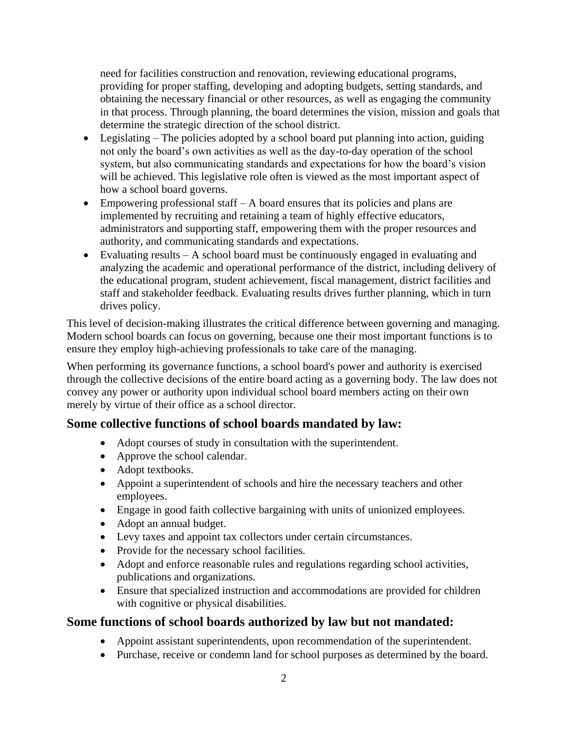need for facilities construction and renovation, reviewing educational programs, providing for proper staffing, developing and adopting budgets, setting standards, and obtaining the necessary financial or other resources, as well as engaging the community in that process. Through planning, the board determines the vision, mission and goals that determine the strategic direction of the school district.

- Legislating – The policies adopted by a school board put planning into action, guiding not only the board's own activities as well as the day-to-day operation of the school system, but also communicating standards and expectations for how the board's vision will be achieved. This legislative role often is viewed as the most important aspect of how a school board governs.
- Empowering professional staff – A board ensures that its policies and plans are implemented by recruiting and retaining a team of highly effective educators, administrators and supporting staff, empowering them with the proper resources and authority, and communicating standards and expectations.
- Evaluating results – A school board must be continuously engaged in evaluating and analyzing the academic and operational performance of the district, including delivery of the educational program, student achievement, fiscal management, district facilities and staff and stakeholder feedback. Evaluating results drives further planning, which in turn drives policy.

This level of decision-making illustrates the critical difference between governing and managing. Modern school boards can focus on governing, because one their most important functions is to ensure they employ high-achieving professionals to take care of the managing.

When performing its governance functions, a school board's power and authority is exercised through the collective decisions of the entire board acting as a governing body. The law does not convey any power or authority upon individual school board members acting on their own merely by virtue of their office as a school director.

## Some collective functions of school boards mandated by law:

- Adopt courses of study in consultation with the superintendent.
- Approve the school calendar.
- Adopt textbooks.
- Appoint a superintendent of schools and hire the necessary teachers and other employees.
- Engage in good faith collective bargaining with units of unionized employees.
- Adopt an annual budget.
- Levy taxes and appoint tax collectors under certain circumstances.
- Provide for the necessary school facilities.
- Adopt and enforce reasonable rules and regulations regarding school activities, publications and organizations.
- Ensure that specialized instruction and accommodations are provided for children with cognitive or physical disabilities.

## Some functions of school boards authorized by law but not mandated:

- Appoint assistant superintendents, upon recommendation of the superintendent.
- Purchase, receive or condemn land for school purposes as determined by the board.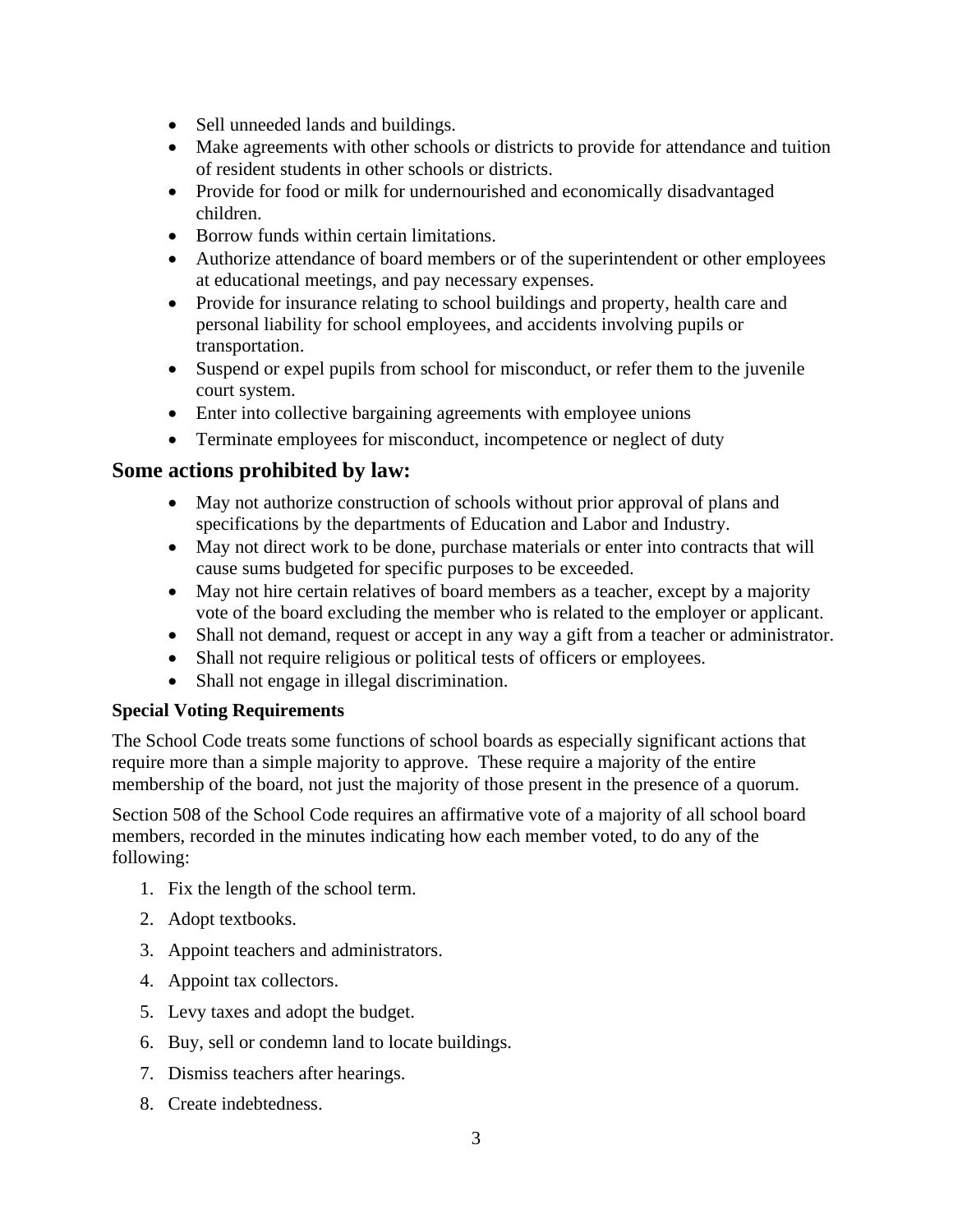- Sell unneeded lands and buildings.
- Make agreements with other schools or districts to provide for attendance and tuition of resident students in other schools or districts.
- Provide for food or milk for undernourished and economically disadvantaged children.
- Borrow funds within certain limitations.
- Authorize attendance of board members or of the superintendent or other employees at educational meetings, and pay necessary expenses.
- Provide for insurance relating to school buildings and property, health care and personal liability for school employees, and accidents involving pupils or transportation.
- Suspend or expel pupils from school for misconduct, or refer them to the juvenile court system.
- Enter into collective bargaining agreements with employee unions
- Terminate employees for misconduct, incompetence or neglect of duty

## Some actions prohibited by law:

- May not authorize construction of schools without prior approval of plans and specifications by the departments of Education and Labor and Industry.
- May not direct work to be done, purchase materials or enter into contracts that will cause sums budgeted for specific purposes to be exceeded.
- May not hire certain relatives of board members as a teacher, except by a majority vote of the board excluding the member who is related to the employer or applicant.
- Shall not demand, request or accept in any way a gift from a teacher or administrator.
- Shall not require religious or political tests of officers or employees.
- Shall not engage in illegal discrimination.

### Special Voting Requirements

The School Code treats some functions of school boards as especially significant actions that require more than a simple majority to approve. These require a majority of the entire membership of the board, not just the majority of those present in the presence of a quorum.

Section 508 of the School Code requires an affirmative vote of a majority of all school board members, recorded in the minutes indicating how each member voted, to do any of the following:

1. Fix the length of the school term.
2. Adopt textbooks.
3. Appoint teachers and administrators.
4. Appoint tax collectors.
5. Levy taxes and adopt the budget.
6. Buy, sell or condemn land to locate buildings.
7. Dismiss teachers after hearings.
8. Create indebtedness.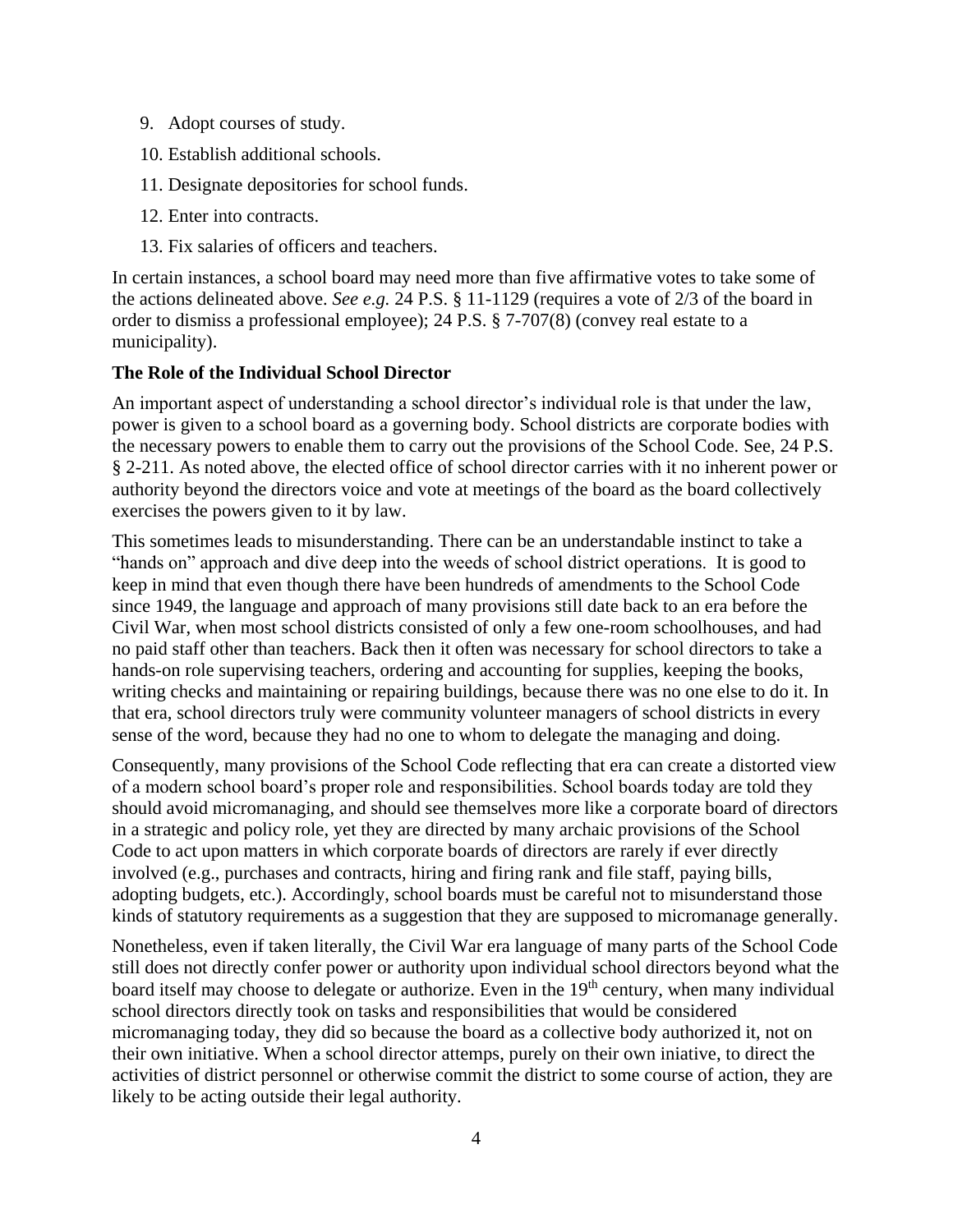9. Adopt courses of study.
10. Establish additional schools.
11. Designate depositories for school funds.
12. Enter into contracts.
13. Fix salaries of officers and teachers.

In certain instances, a school board may need more than five affirmative votes to take some of the actions delineated above. *See e.g.* 24 P.S. § 11-1129 (requires a vote of 2/3 of the board in order to dismiss a professional employee); 24 P.S. § 7-707(8) (convey real estate to a municipality).

**The Role of the Individual School Director**

An important aspect of understanding a school director's individual role is that under the law, power is given to a school board as a governing body. School districts are corporate bodies with the necessary powers to enable them to carry out the provisions of the School Code. See, 24 P.S. § 2-211. As noted above, the elected office of school director carries with it no inherent power or authority beyond the directors voice and vote at meetings of the board as the board collectively exercises the powers given to it by law.

This sometimes leads to misunderstanding. There can be an understandable instinct to take a "hands on" approach and dive deep into the weeds of school district operations. It is good to keep in mind that even though there have been hundreds of amendments to the School Code since 1949, the language and approach of many provisions still date back to an era before the Civil War, when most school districts consisted of only a few one-room schoolhouses, and had no paid staff other than teachers. Back then it often was necessary for school directors to take a hands-on role supervising teachers, ordering and accounting for supplies, keeping the books, writing checks and maintaining or repairing buildings, because there was no one else to do it. In that era, school directors truly were community volunteer managers of school districts in every sense of the word, because they had no one to whom to delegate the managing and doing.

Consequently, many provisions of the School Code reflecting that era can create a distorted view of a modern school board's proper role and responsibilities. School boards today are told they should avoid micromanaging, and should see themselves more like a corporate board of directors in a strategic and policy role, yet they are directed by many archaic provisions of the School Code to act upon matters in which corporate boards of directors are rarely if ever directly involved (e.g., purchases and contracts, hiring and firing rank and file staff, paying bills, adopting budgets, etc.). Accordingly, school boards must be careful not to misunderstand those kinds of statutory requirements as a suggestion that they are supposed to micromanage generally.

Nonetheless, even if taken literally, the Civil War era language of many parts of the School Code still does not directly confer power or authority upon individual school directors beyond what the board itself may choose to delegate or authorize. Even in the 19th century, when many individual school directors directly took on tasks and responsibilities that would be considered micromanaging today, they did so because the board as a collective body authorized it, not on their own initiative. When a school director attemps, purely on their own iniative, to direct the activities of district personnel or otherwise commit the district to some course of action, they are likely to be acting outside their legal authority.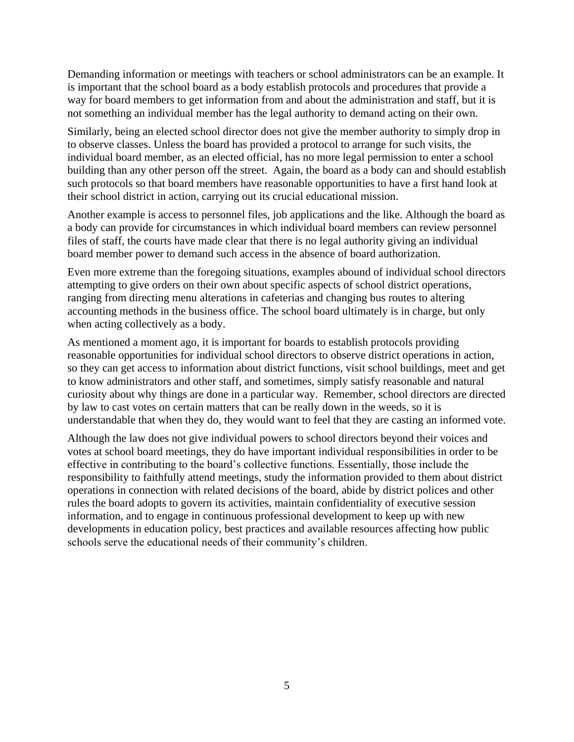Demanding information or meetings with teachers or school administrators can be an example. It is important that the school board as a body establish protocols and procedures that provide a way for board members to get information from and about the administration and staff, but it is not something an individual member has the legal authority to demand acting on their own.

Similarly, being an elected school director does not give the member authority to simply drop in to observe classes. Unless the board has provided a protocol to arrange for such visits, the individual board member, as an elected official, has no more legal permission to enter a school building than any other person off the street. Again, the board as a body can and should establish such protocols so that board members have reasonable opportunities to have a first hand look at their school district in action, carrying out its crucial educational mission.

Another example is access to personnel files, job applications and the like. Although the board as a body can provide for circumstances in which individual board members can review personnel files of staff, the courts have made clear that there is no legal authority giving an individual board member power to demand such access in the absence of board authorization.

Even more extreme than the foregoing situations, examples abound of individual school directors attempting to give orders on their own about specific aspects of school district operations, ranging from directing menu alterations in cafeterias and changing bus routes to altering accounting methods in the business office. The school board ultimately is in charge, but only when acting collectively as a body.

As mentioned a moment ago, it is important for boards to establish protocols providing reasonable opportunities for individual school directors to observe district operations in action, so they can get access to information about district functions, visit school buildings, meet and get to know administrators and other staff, and sometimes, simply satisfy reasonable and natural curiosity about why things are done in a particular way. Remember, school directors are directed by law to cast votes on certain matters that can be really down in the weeds, so it is understandable that when they do, they would want to feel that they are casting an informed vote.

Although the law does not give individual powers to school directors beyond their voices and votes at school board meetings, they do have important individual responsibilities in order to be effective in contributing to the board's collective functions. Essentially, those include the responsibility to faithfully attend meetings, study the information provided to them about district operations in connection with related decisions of the board, abide by district polices and other rules the board adopts to govern its activities, maintain confidentiality of executive session information, and to engage in continuous professional development to keep up with new developments in education policy, best practices and available resources affecting how public schools serve the educational needs of their community's children.